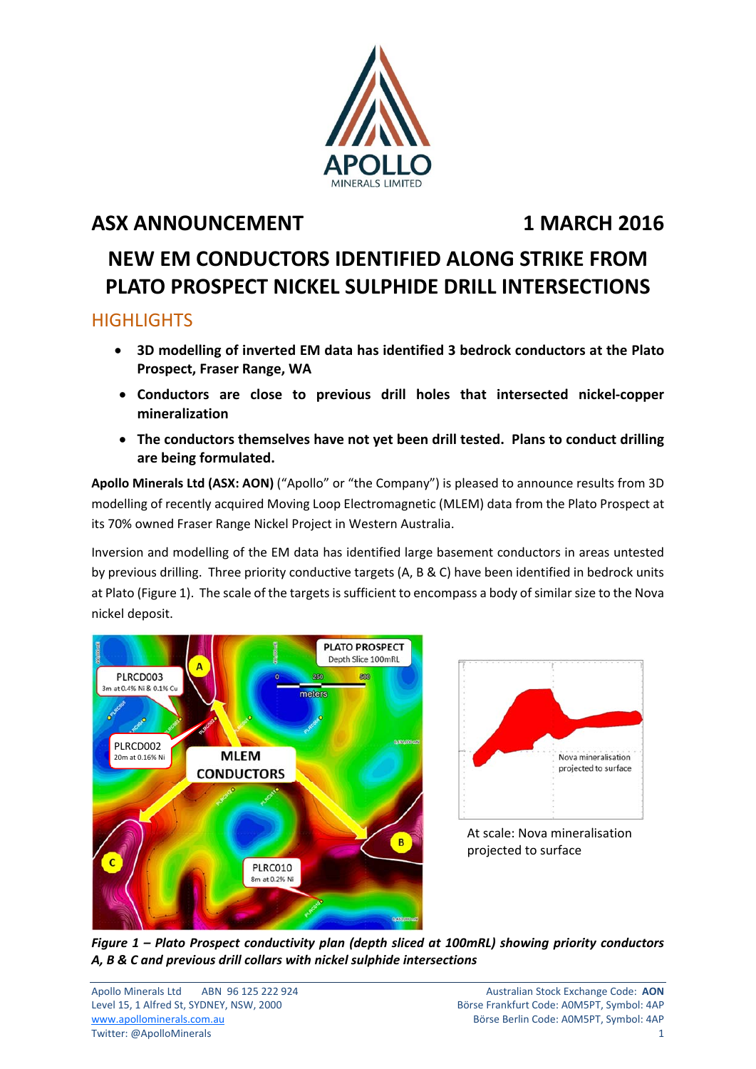# ASX ANNOUNCEMENT 1 MARCH 2016

# NEW EM CONDUCTORS IDENTIFIED ALONG STRIKE FROM PLATO PROSPECT NICKEL SULPHIDE DRILL INTERSECTIONS

## HIGHLIGHTS

- **3D modelling of inverted EM data has identified 3 bedrock conductors at the Plato Prospect, Fraser Range, WA**
- **Conductors are close to previous drill holes that intersected nickel-copper mineralization**
- **The conductors themselves have not yet been drill tested. Plans to conduct drilling are being formulated.**

**Apollo Minerals Ltd (ASX: AON)** ("Apollo" or "the Company") is pleased to announce results from 3D modelling of recently acquired Moving Loop Electromagnetic (MLEM) data from the Plato Prospect at its 70% owned Fraser Range Nickel Project in Western Australia.

Inversion and modelling of the EM data has identified large basement conductors in areas untested by previous drilling. Three priority conductive targets (A, B & C) have been identified in bedrock units at Plato (Figure 1). The scale of the targets is sufficient to encompass a body of similar size to the Nova nickel deposit.

At scale: Nova mineralisation projected to surface

***Figure 1 – Plato Prospect conductivity plan (depth sliced at 100mRL) showing priority conductors A, B & C and previous drill collars with nickel sulphide intersections***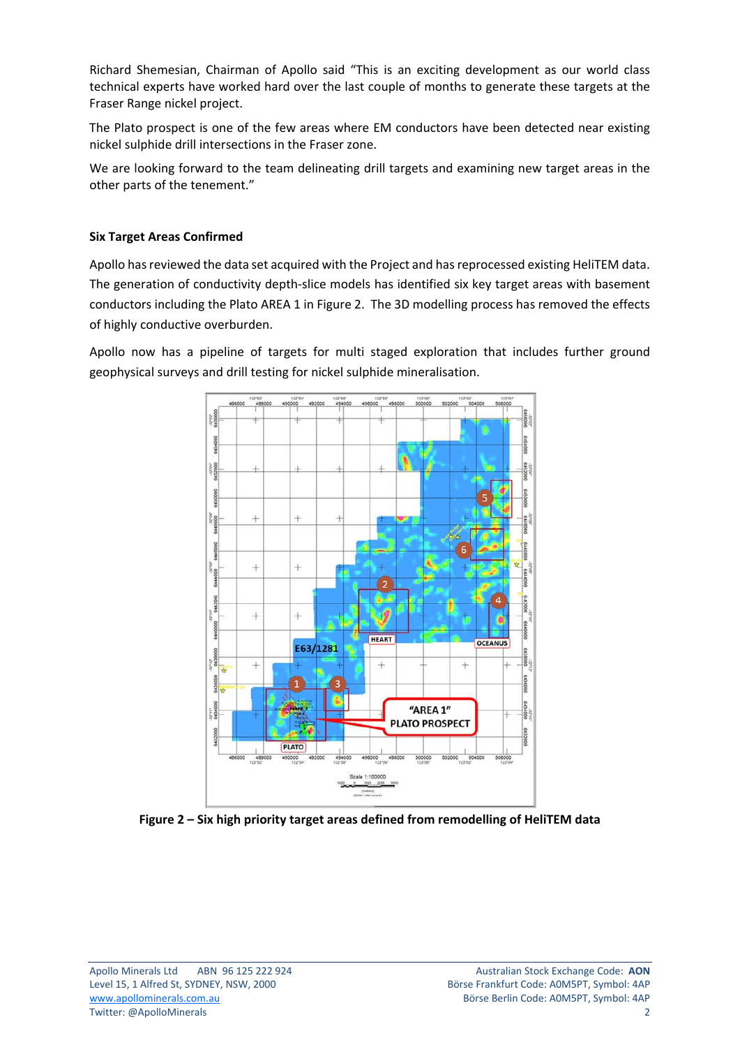Richard Shemesian, Chairman of Apollo said "This is an exciting development as our world class technical experts have worked hard over the last couple of months to generate these targets at the Fraser Range nickel project.

The Plato prospect is one of the few areas where EM conductors have been detected near existing nickel sulphide drill intersections in the Fraser zone.

We are looking forward to the team delineating drill targets and examining new target areas in the other parts of the tenement."

**Six Target Areas Confirmed**

Apollo has reviewed the data set acquired with the Project and has reprocessed existing HeliTEM data. The generation of conductivity depth-slice models has identified six key target areas with basement conductors including the Plato AREA 1 in Figure 2. The 3D modelling process has removed the effects of highly conductive overburden.

Apollo now has a pipeline of targets for multi staged exploration that includes further ground geophysical surveys and drill testing for nickel sulphide mineralisation.

**Figure 2 – Six high priority target areas defined from remodelling of HeliTEM data**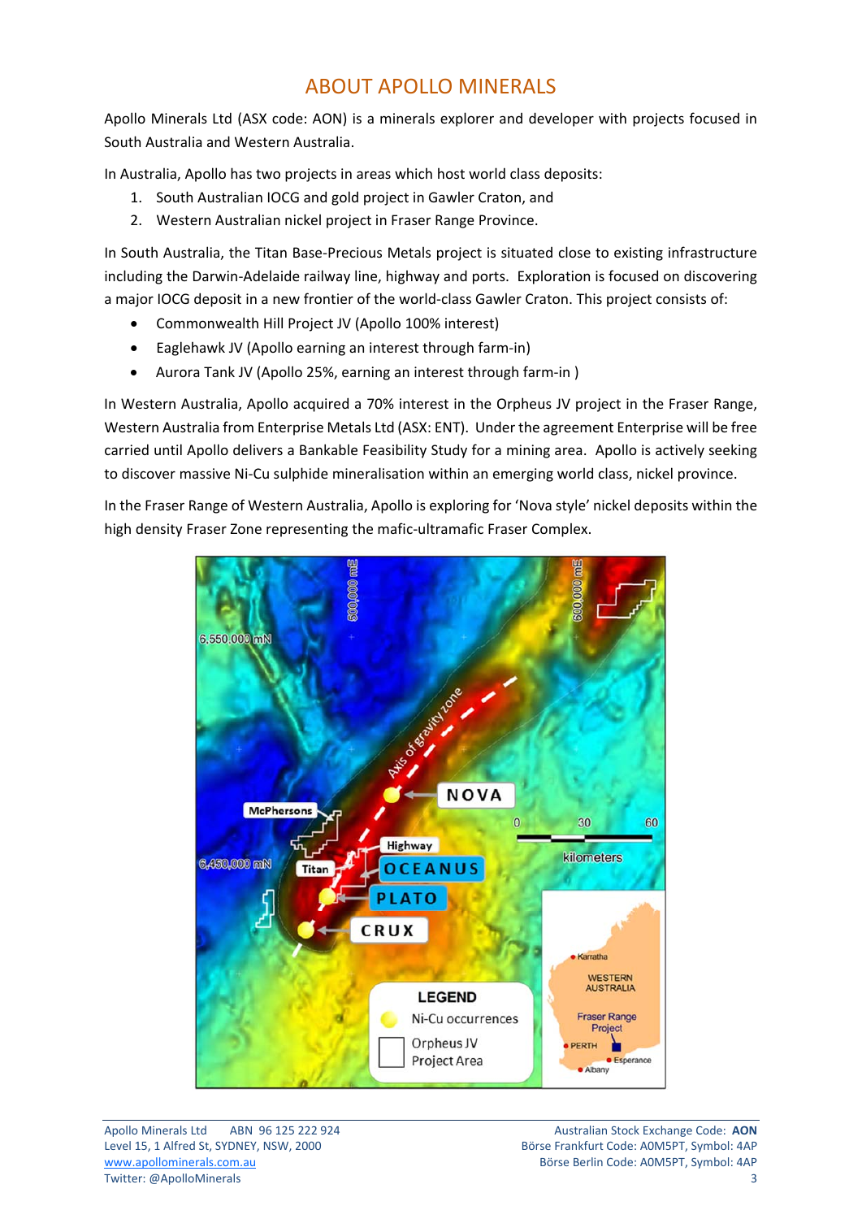# ABOUT APOLLO MINERALS

Apollo Minerals Ltd (ASX code: AON) is a minerals explorer and developer with projects focused in South Australia and Western Australia.

In Australia, Apollo has two projects in areas which host world class deposits:

1. South Australian IOCG and gold project in Gawler Craton, and
2. Western Australian nickel project in Fraser Range Province.

In South Australia, the Titan Base-Precious Metals project is situated close to existing infrastructure including the Darwin-Adelaide railway line, highway and ports. Exploration is focused on discovering a major IOCG deposit in a new frontier of the world-class Gawler Craton. This project consists of:

- Commonwealth Hill Project JV (Apollo 100% interest)
- Eaglehawk JV (Apollo earning an interest through farm-in)
- Aurora Tank JV (Apollo 25%, earning an interest through farm-in )

In Western Australia, Apollo acquired a 70% interest in the Orpheus JV project in the Fraser Range, Western Australia from Enterprise Metals Ltd (ASX: ENT). Under the agreement Enterprise will be free carried until Apollo delivers a Bankable Feasibility Study for a mining area. Apollo is actively seeking to discover massive Ni-Cu sulphide mineralisation within an emerging world class, nickel province.

In the Fraser Range of Western Australia, Apollo is exploring for 'Nova style' nickel deposits within the high density Fraser Zone representing the mafic-ultramafic Fraser Complex.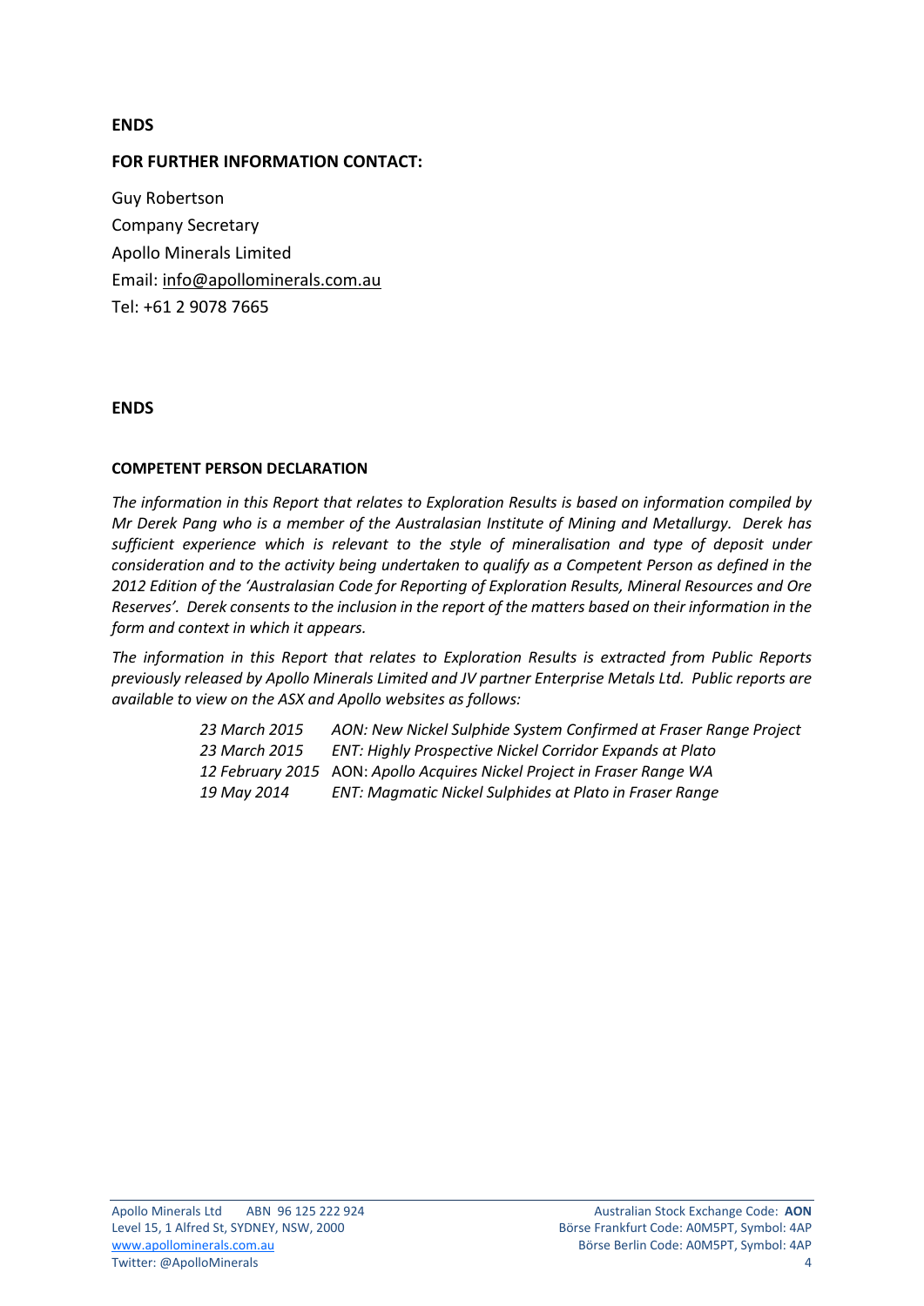**ENDS**

**FOR FURTHER INFORMATION CONTACT:**

Guy Robertson
Company Secretary
Apollo Minerals Limited
Email: info@apollominerals.com.au
Tel: +61 2 9078 7665

**ENDS**

**COMPETENT PERSON DECLARATION**

*The information in this Report that relates to Exploration Results is based on information compiled by Mr Derek Pang who is a member of the Australasian Institute of Mining and Metallurgy. Derek has sufficient experience which is relevant to the style of mineralisation and type of deposit under consideration and to the activity being undertaken to qualify as a Competent Person as defined in the 2012 Edition of the 'Australasian Code for Reporting of Exploration Results, Mineral Resources and Ore Reserves'. Derek consents to the inclusion in the report of the matters based on their information in the form and context in which it appears.*

*The information in this Report that relates to Exploration Results is extracted from Public Reports previously released by Apollo Minerals Limited and JV partner Enterprise Metals Ltd. Public reports are available to view on the ASX and Apollo websites as follows:*

| | |
|---|---|
| *23 March 2015* | *AON: New Nickel Sulphide System Confirmed at Fraser Range Project* |
| *23 March 2015* | *ENT: Highly Prospective Nickel Corridor Expands at Plato* |
| *12 February 2015* | AON: *Apollo Acquires Nickel Project in Fraser Range WA* |
| *19 May 2014* | *ENT: Magmatic Nickel Sulphides at Plato in Fraser Range* |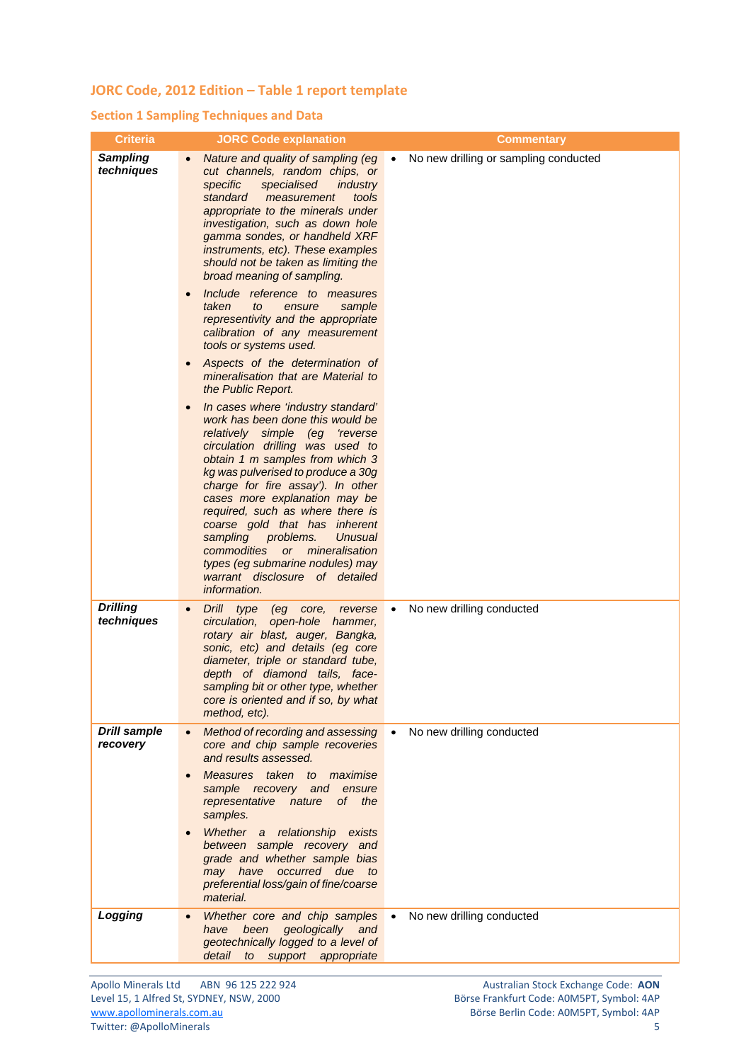## JORC Code, 2012 Edition – Table 1 report template

### Section 1 Sampling Techniques and Data

| Criteria | JORC Code explanation | Commentary |
| --- | --- | --- |
| ***Sampling techniques*** | • *Nature and quality of sampling (eg cut channels, random chips, or specific specialised industry standard measurement tools appropriate to the minerals under investigation, such as down hole gamma sondes, or handheld XRF instruments, etc). These examples should not be taken as limiting the broad meaning of sampling.*<br>• *Include reference to measures taken to ensure sample representivity and the appropriate calibration of any measurement tools or systems used.*<br>• *Aspects of the determination of mineralisation that are Material to the Public Report.*<br>• *In cases where 'industry standard' work has been done this would be relatively simple (eg 'reverse circulation drilling was used to obtain 1 m samples from which 3 kg was pulverised to produce a 30g charge for fire assay'). In other cases more explanation may be required, such as where there is coarse gold that has inherent sampling problems. Unusual commodities or mineralisation types (eg submarine nodules) may warrant disclosure of detailed information.* | • No new drilling or sampling conducted |
| ***Drilling techniques*** | • *Drill type (eg core, reverse circulation, open-hole hammer, rotary air blast, auger, Bangka, sonic, etc) and details (eg core diameter, triple or standard tube, depth of diamond tails, face-sampling bit or other type, whether core is oriented and if so, by what method, etc).* | • No new drilling conducted |
| ***Drill sample recovery*** | • *Method of recording and assessing core and chip sample recoveries and results assessed.*<br>• *Measures taken to maximise sample recovery and ensure representative nature of the samples.*<br>• *Whether a relationship exists between sample recovery and grade and whether sample bias may have occurred due to preferential loss/gain of fine/coarse material.* | • No new drilling conducted |
| ***Logging*** | • *Whether core and chip samples have been geologically and geotechnically logged to a level of detail to support appropriate* | • No new drilling conducted |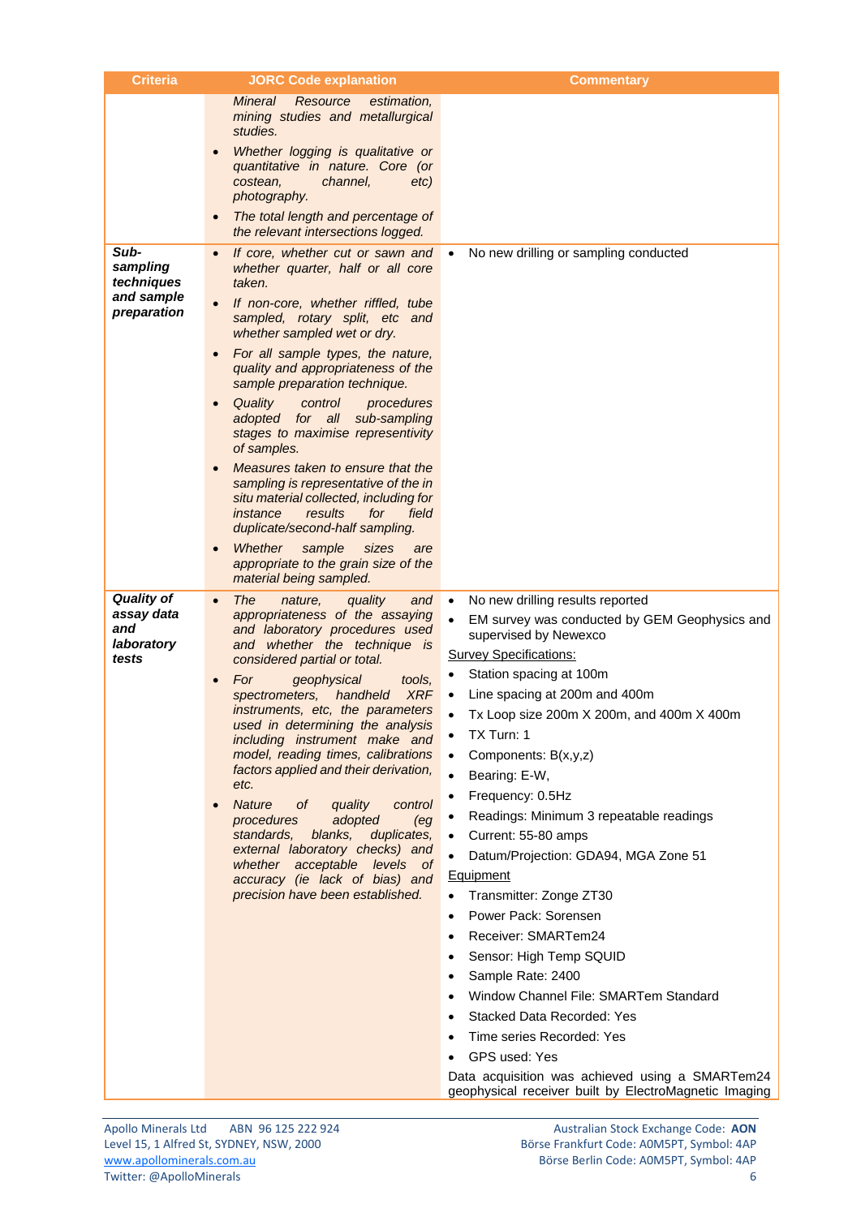| Criteria | JORC Code explanation | Commentary |
|---|---|---|
| | *Mineral Resource estimation, mining studies and metallurgical studies.*<br>• *Whether logging is qualitative or quantitative in nature. Core (or costean, channel, etc) photography.*<br>• *The total length and percentage of the relevant intersections logged.* | |
| ***Sub-sampling techniques and sample preparation*** | • *If core, whether cut or sawn and whether quarter, half or all core taken.*<br>• *If non-core, whether riffled, tube sampled, rotary split, etc and whether sampled wet or dry.*<br>• *For all sample types, the nature, quality and appropriateness of the sample preparation technique.*<br>• *Quality control procedures adopted for all sub-sampling stages to maximise representivity of samples.*<br>• *Measures taken to ensure that the sampling is representative of the in situ material collected, including for instance results for field duplicate/second-half sampling.*<br>• *Whether sample sizes are appropriate to the grain size of the material being sampled.* | • No new drilling or sampling conducted |
| ***Quality of assay data and laboratory tests*** | • *The nature, quality and appropriateness of the assaying and laboratory procedures used and whether the technique is considered partial or total.*<br>• *For geophysical tools, spectrometers, handheld XRF instruments, etc, the parameters used in determining the analysis including instrument make and model, reading times, calibrations factors applied and their derivation, etc.*<br>• *Nature of quality control procedures adopted (eg standards, blanks, duplicates, external laboratory checks) and whether acceptable levels of accuracy (ie lack of bias) and precision have been established.* | • No new drilling results reported<br>• EM survey was conducted by GEM Geophysics and supervised by Newexco<br><u>Survey Specifications:</u><br>• Station spacing at 100m<br>• Line spacing at 200m and 400m<br>• Tx Loop size 200m X 200m, and 400m X 400m<br>• TX Turn: 1<br>• Components: B(x,y,z)<br>• Bearing: E-W,<br>• Frequency: 0.5Hz<br>• Readings: Minimum 3 repeatable readings<br>• Current: 55-80 amps<br>• Datum/Projection: GDA94, MGA Zone 51<br><u>Equipment</u><br>• Transmitter: Zonge ZT30<br>• Power Pack: Sorensen<br>• Receiver: SMARTem24<br>• Sensor: High Temp SQUID<br>• Sample Rate: 2400<br>• Window Channel File: SMARTem Standard<br>• Stacked Data Recorded: Yes<br>• Time series Recorded: Yes<br>• GPS used: Yes<br>Data acquisition was achieved using a SMARTem24 geophysical receiver built by ElectroMagnetic Imaging |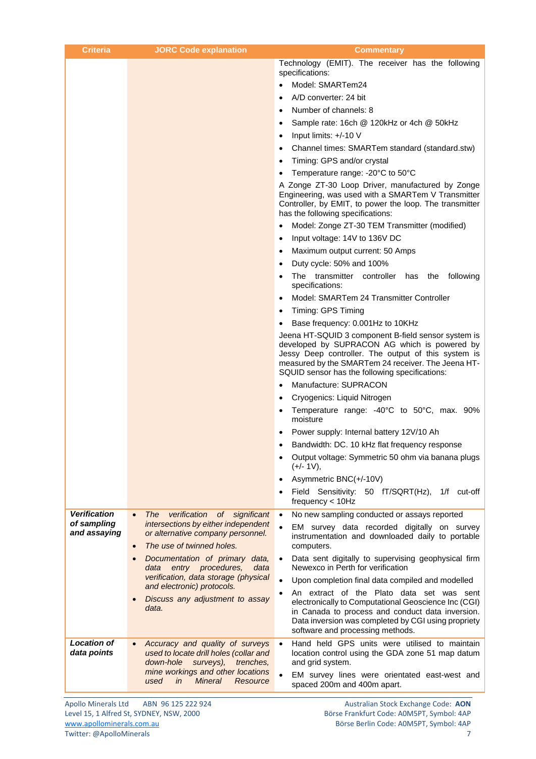| Criteria | JORC Code explanation | Commentary |
|---|---|---|
| | | Technology (EMIT). The receiver has the following specifications:<br>• Model: SMARTem24<br>• A/D converter: 24 bit<br>• Number of channels: 8<br>• Sample rate: 16ch @ 120kHz or 4ch @ 50kHz<br>• Input limits: +/-10 V<br>• Channel times: SMARTem standard (standard.stw)<br>• Timing: GPS and/or crystal<br>• Temperature range: -20°C to 50°C<br>A Zonge ZT-30 Loop Driver, manufactured by Zonge Engineering, was used with a SMARTem V Transmitter Controller, by EMIT, to power the loop. The transmitter has the following specifications:<br>• Model: Zonge ZT-30 TEM Transmitter (modified)<br>• Input voltage: 14V to 136V DC<br>• Maximum output current: 50 Amps<br>• Duty cycle: 50% and 100%<br>• The transmitter controller has the following specifications:<br>• Model: SMARTem 24 Transmitter Controller<br>• Timing: GPS Timing<br>• Base frequency: 0.001Hz to 10KHz<br>Jeena HT-SQUID 3 component B-field sensor system is developed by SUPRACON AG which is powered by Jessy Deep controller. The output of this system is measured by the SMARTem 24 receiver. The Jeena HT-SQUID sensor has the following specifications:<br>• Manufacture: SUPRACON<br>• Cryogenics: Liquid Nitrogen<br>• Temperature range: -40°C to 50°C, max. 90% moisture<br>• Power supply: Internal battery 12V/10 Ah<br>• Bandwidth: DC. 10 kHz flat frequency response<br>• Output voltage: Symmetric 50 ohm via banana plugs (+/- 1V),<br>• Asymmetric BNC(+/-10V)<br>• Field Sensitivity: 50 fT/SQRT(Hz), 1/f cut-off frequency < 10Hz |
| ***Verification of sampling and assaying*** | • *The verification of significant intersections by either independent or alternative company personnel.*<br>• *The use of twinned holes.*<br>• *Documentation of primary data, data entry procedures, data verification, data storage (physical and electronic) protocols.*<br>• *Discuss any adjustment to assay data.* | • No new sampling conducted or assays reported<br>• EM survey data recorded digitally on survey instrumentation and downloaded daily to portable computers.<br>• Data sent digitally to supervising geophysical firm Newexco in Perth for verification<br>• Upon completion final data compiled and modelled<br>• An extract of the Plato data set was sent electronically to Computational Geoscience Inc (CGI) in Canada to process and conduct data inversion. Data inversion was completed by CGI using propriety software and processing methods. |
| ***Location of data points*** | • *Accuracy and quality of surveys used to locate drill holes (collar and down-hole surveys), trenches, mine workings and other locations used in Mineral Resource* | • Hand held GPS units were utilised to maintain location control using the GDA zone 51 map datum and grid system.<br>• EM survey lines were orientated east-west and spaced 200m and 400m apart. |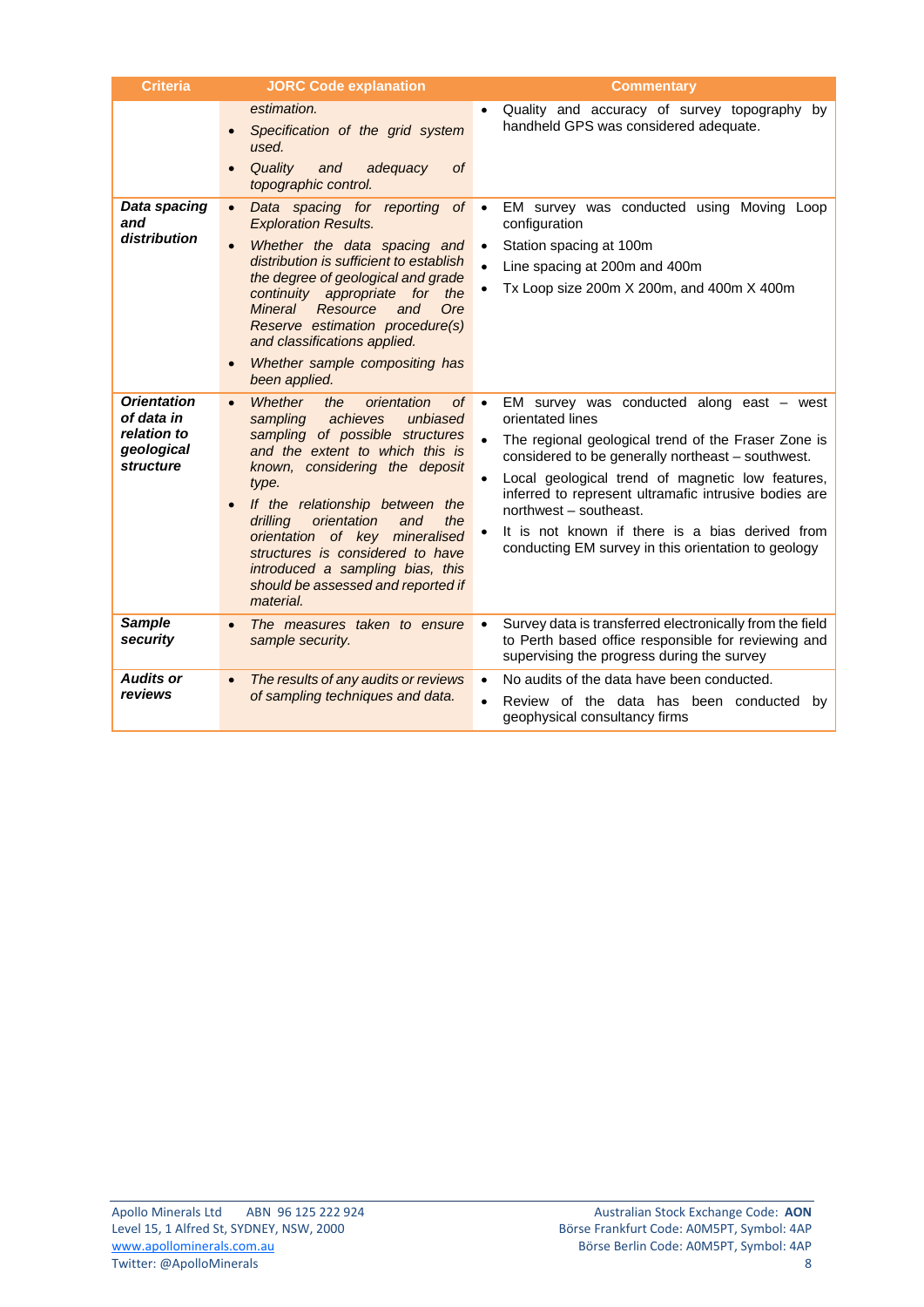| Criteria | JORC Code explanation | Commentary |
|---|---|---|
| | *estimation.*<br>• *Specification of the grid system used.*<br>• *Quality and adequacy of topographic control.* | • Quality and accuracy of survey topography by handheld GPS was considered adequate. |
| ***Data spacing and distribution*** | • *Data spacing for reporting of Exploration Results.*<br>• *Whether the data spacing and distribution is sufficient to establish the degree of geological and grade continuity appropriate for the Mineral Resource and Ore Reserve estimation procedure(s) and classifications applied.*<br>• *Whether sample compositing has been applied.* | • EM survey was conducted using Moving Loop configuration<br>• Station spacing at 100m<br>• Line spacing at 200m and 400m<br>• Tx Loop size 200m X 200m, and 400m X 400m |
| ***Orientation of data in relation to geological structure*** | • *Whether the orientation of sampling achieves unbiased sampling of possible structures and the extent to which this is known, considering the deposit type.*<br>• *If the relationship between the drilling orientation and the orientation of key mineralised structures is considered to have introduced a sampling bias, this should be assessed and reported if material.* | • EM survey was conducted along east – west orientated lines<br>• The regional geological trend of the Fraser Zone is considered to be generally northeast – southwest.<br>• Local geological trend of magnetic low features, inferred to represent ultramafic intrusive bodies are northwest – southeast.<br>• It is not known if there is a bias derived from conducting EM survey in this orientation to geology |
| ***Sample security*** | • *The measures taken to ensure sample security.* | • Survey data is transferred electronically from the field to Perth based office responsible for reviewing and supervising the progress during the survey |
| ***Audits or reviews*** | • *The results of any audits or reviews of sampling techniques and data.* | • No audits of the data have been conducted.<br>• Review of the data has been conducted by geophysical consultancy firms |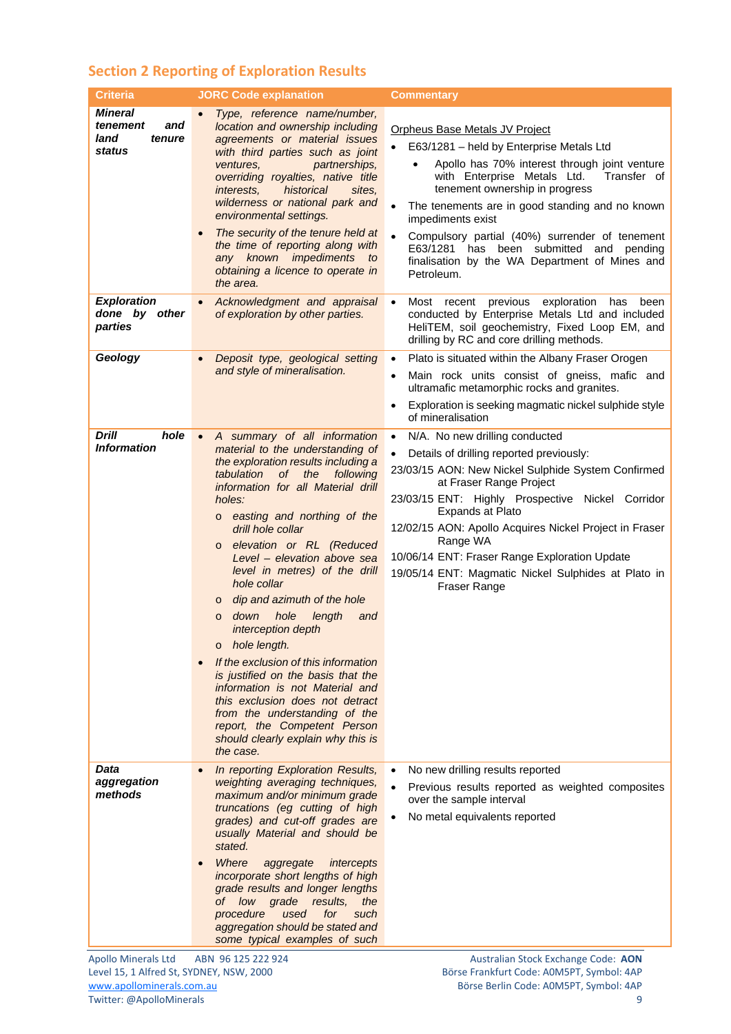## Section 2 Reporting of Exploration Results

| Criteria | JORC Code explanation | Commentary |
|---|---|---|
| ***Mineral tenement and land tenure status*** | • *Type, reference name/number, location and ownership including agreements or material issues with third parties such as joint ventures, partnerships, overriding royalties, native title interests, historical sites, wilderness or national park and environmental settings.*<br>• *The security of the tenure held at the time of reporting along with any known impediments to obtaining a licence to operate in the area.* | Orpheus Base Metals JV Project<br>• E63/1281 – held by Enterprise Metals Ltd<br>&nbsp;&nbsp;&nbsp;&nbsp;• Apollo has 70% interest through joint venture with Enterprise Metals Ltd. Transfer of tenement ownership in progress<br>• The tenements are in good standing and no known impediments exist<br>• Compulsory partial (40%) surrender of tenement E63/1281 has been submitted and pending finalisation by the WA Department of Mines and Petroleum. |
| ***Exploration done by other parties*** | • *Acknowledgment and appraisal of exploration by other parties.* | • Most recent previous exploration has been conducted by Enterprise Metals Ltd and included HeliTEM, soil geochemistry, Fixed Loop EM, and drilling by RC and core drilling methods. |
| ***Geology*** | • *Deposit type, geological setting and style of mineralisation.* | • Plato is situated within the Albany Fraser Orogen<br>• Main rock units consist of gneiss, mafic and ultramafic metamorphic rocks and granites.<br>• Exploration is seeking magmatic nickel sulphide style of mineralisation |
| ***Drill hole Information*** | • *A summary of all information material to the understanding of the exploration results including a tabulation of the following information for all Material drill holes:*<br>&nbsp;&nbsp;&nbsp;&nbsp;o *easting and northing of the drill hole collar*<br>&nbsp;&nbsp;&nbsp;&nbsp;o *elevation or RL (Reduced Level – elevation above sea level in metres) of the drill hole collar*<br>&nbsp;&nbsp;&nbsp;&nbsp;o *dip and azimuth of the hole*<br>&nbsp;&nbsp;&nbsp;&nbsp;o *down hole length and interception depth*<br>&nbsp;&nbsp;&nbsp;&nbsp;o *hole length.*<br>• *If the exclusion of this information is justified on the basis that the information is not Material and this exclusion does not detract from the understanding of the report, the Competent Person should clearly explain why this is the case.* | • N/A. No new drilling conducted<br>• Details of drilling reported previously:<br>23/03/15 AON: New Nickel Sulphide System Confirmed at Fraser Range Project<br>23/03/15 ENT: Highly Prospective Nickel Corridor Expands at Plato<br>12/02/15 AON: Apollo Acquires Nickel Project in Fraser Range WA<br>10/06/14 ENT: Fraser Range Exploration Update<br>19/05/14 ENT: Magmatic Nickel Sulphides at Plato in Fraser Range |
| ***Data aggregation methods*** | • *In reporting Exploration Results, weighting averaging techniques, maximum and/or minimum grade truncations (eg cutting of high grades) and cut-off grades are usually Material and should be stated.*<br>• *Where aggregate intercepts incorporate short lengths of high grade results and longer lengths of low grade results, the procedure used for such aggregation should be stated and some typical examples of such* | • No new drilling results reported<br>• Previous results reported as weighted composites over the sample interval<br>• No metal equivalents reported |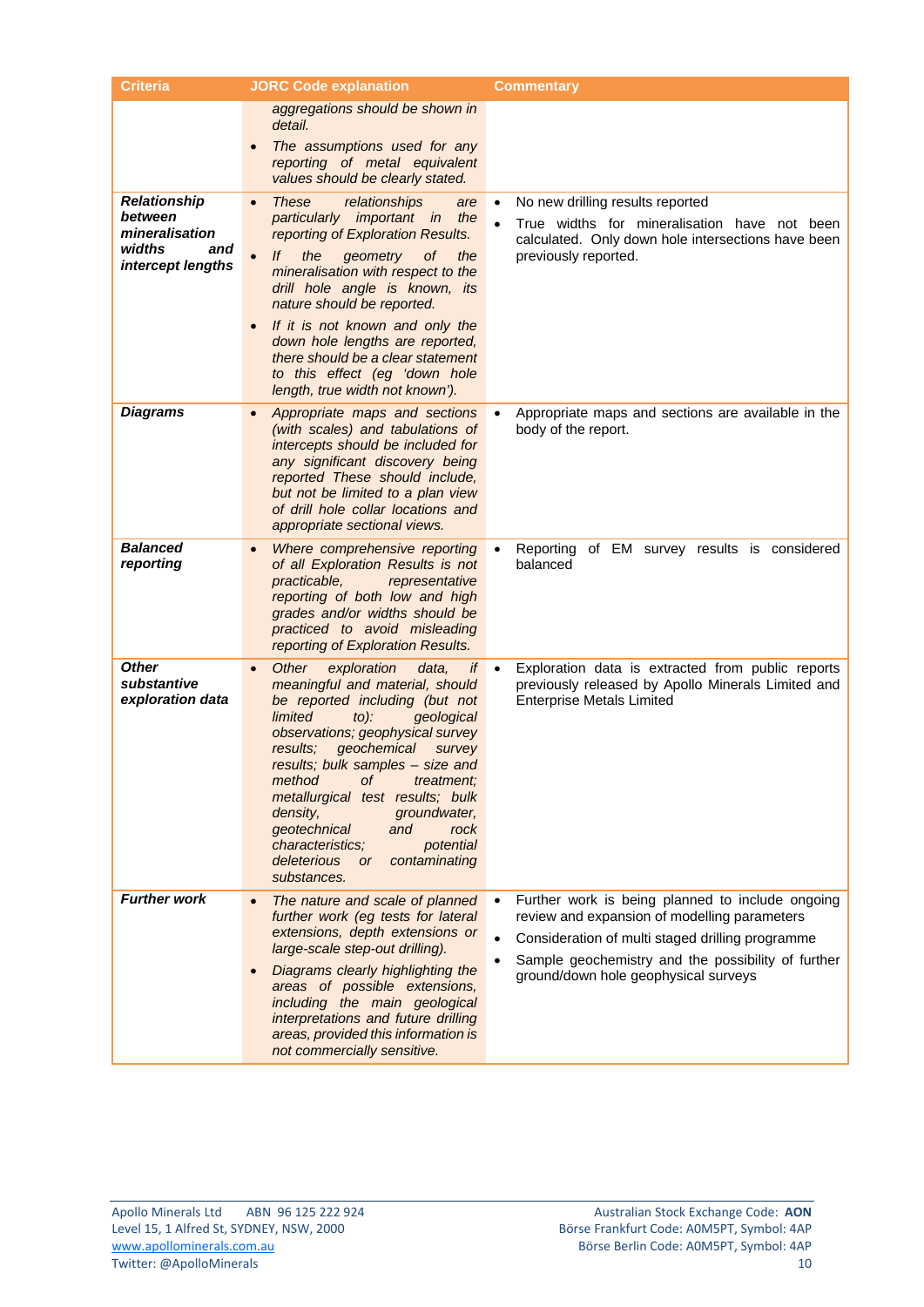| Criteria | JORC Code explanation | Commentary |
|---|---|---|
| | *aggregations should be shown in detail.*<br>• *The assumptions used for any reporting of metal equivalent values should be clearly stated.* | |
| ***Relationship between mineralisation widths and intercept lengths*** | • *These relationships are particularly important in the reporting of Exploration Results.*<br>• *If the geometry of the mineralisation with respect to the drill hole angle is known, its nature should be reported.*<br>• *If it is not known and only the down hole lengths are reported, there should be a clear statement to this effect (eg 'down hole length, true width not known').* | • No new drilling results reported<br>• True widths for mineralisation have not been calculated. Only down hole intersections have been previously reported. |
| ***Diagrams*** | • *Appropriate maps and sections (with scales) and tabulations of intercepts should be included for any significant discovery being reported These should include, but not be limited to a plan view of drill hole collar locations and appropriate sectional views.* | • Appropriate maps and sections are available in the body of the report. |
| ***Balanced reporting*** | • *Where comprehensive reporting of all Exploration Results is not practicable, representative reporting of both low and high grades and/or widths should be practiced to avoid misleading reporting of Exploration Results.* | • Reporting of EM survey results is considered balanced |
| ***Other substantive exploration data*** | • *Other exploration data, if meaningful and material, should be reported including (but not limited to): geological observations; geophysical survey results; geochemical survey results; bulk samples – size and method of treatment; metallurgical test results; bulk density, groundwater, geotechnical and rock characteristics; potential deleterious or contaminating substances.* | • Exploration data is extracted from public reports previously released by Apollo Minerals Limited and Enterprise Metals Limited |
| ***Further work*** | • *The nature and scale of planned further work (eg tests for lateral extensions, depth extensions or large-scale step-out drilling).*<br>• *Diagrams clearly highlighting the areas of possible extensions, including the main geological interpretations and future drilling areas, provided this information is not commercially sensitive.* | • Further work is being planned to include ongoing review and expansion of modelling parameters<br>• Consideration of multi staged drilling programme<br>• Sample geochemistry and the possibility of further ground/down hole geophysical surveys |